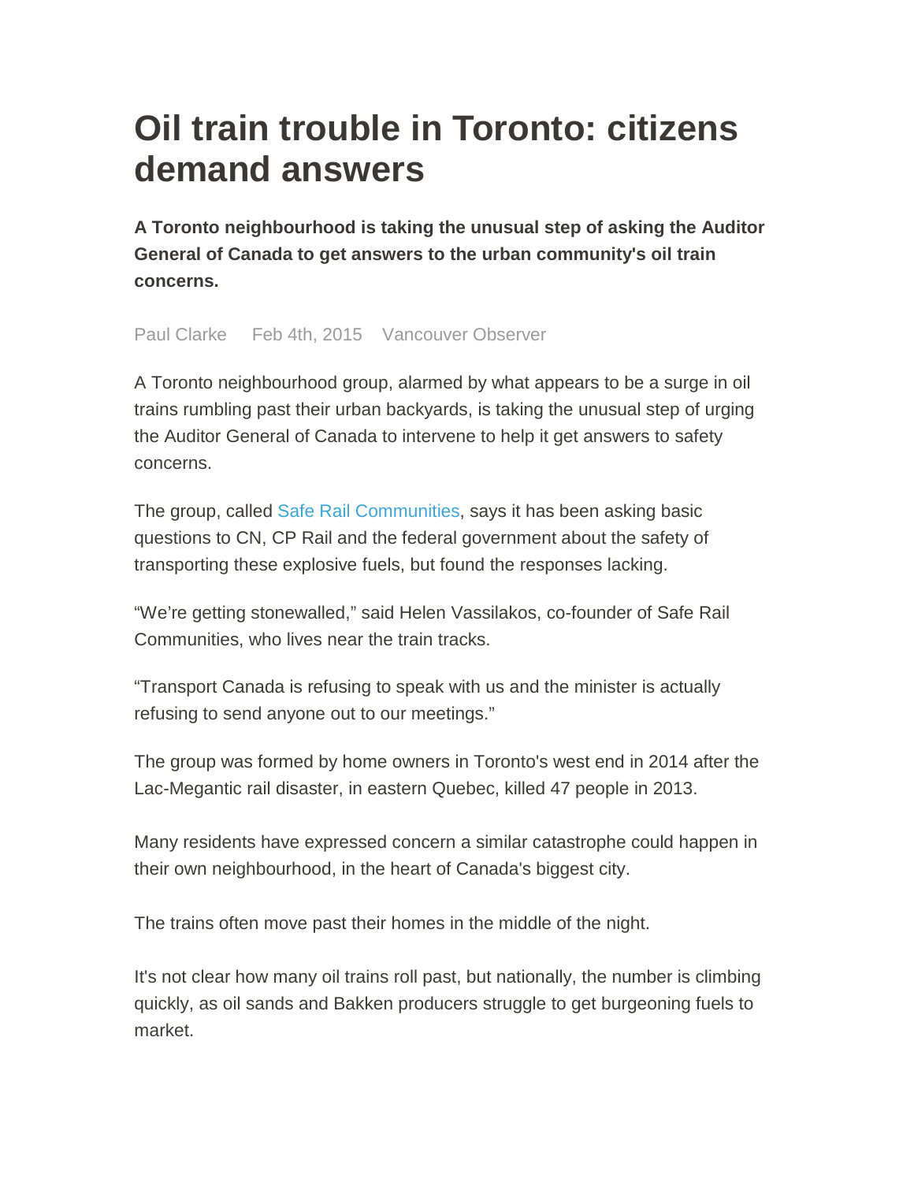# Oil train trouble in Toronto: citizens demand answers

**A Toronto neighbourhood is taking the unusual step of asking the Auditor General of Canada to get answers to the urban community's oil train concerns.**

Paul Clarke Feb 4th, 2015 Vancouver Observer

A Toronto neighbourhood group, alarmed by what appears to be a surge in oil trains rumbling past their urban backyards, is taking the unusual step of urging the Auditor General of Canada to intervene to help it get answers to safety concerns.

The group, called Safe Rail Communities, says it has been asking basic questions to CN, CP Rail and the federal government about the safety of transporting these explosive fuels, but found the responses lacking.

"We're getting stonewalled," said Helen Vassilakos, co-founder of Safe Rail Communities, who lives near the train tracks.

"Transport Canada is refusing to speak with us and the minister is actually refusing to send anyone out to our meetings."

The group was formed by home owners in Toronto's west end in 2014 after the Lac-Megantic rail disaster, in eastern Quebec, killed 47 people in 2013.

Many residents have expressed concern a similar catastrophe could happen in their own neighbourhood, in the heart of Canada's biggest city.

The trains often move past their homes in the middle of the night.

It's not clear how many oil trains roll past, but nationally, the number is climbing quickly, as oil sands and Bakken producers struggle to get burgeoning fuels to market.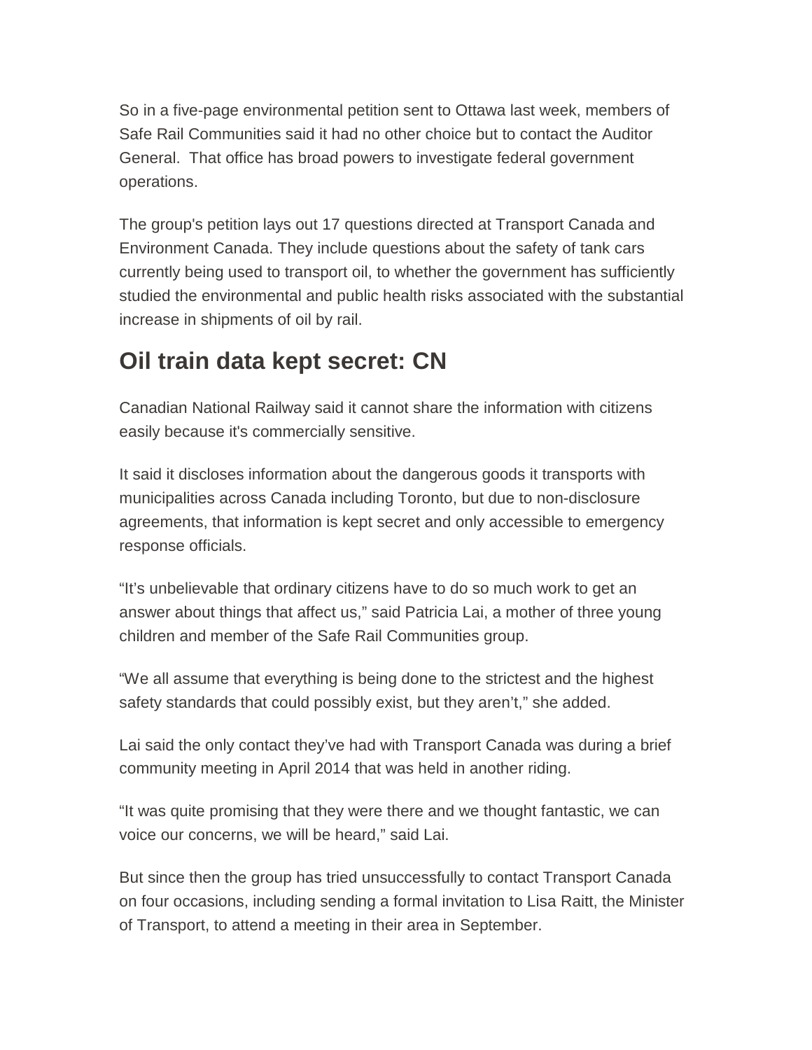So in a five-page environmental petition sent to Ottawa last week, members of Safe Rail Communities said it had no other choice but to contact the Auditor General. That office has broad powers to investigate federal government operations.

The group's petition lays out 17 questions directed at Transport Canada and Environment Canada. They include questions about the safety of tank cars currently being used to transport oil, to whether the government has sufficiently studied the environmental and public health risks associated with the substantial increase in shipments of oil by rail.

## Oil train data kept secret: CN

Canadian National Railway said it cannot share the information with citizens easily because it's commercially sensitive.

It said it discloses information about the dangerous goods it transports with municipalities across Canada including Toronto, but due to non-disclosure agreements, that information is kept secret and only accessible to emergency response officials.

"It's unbelievable that ordinary citizens have to do so much work to get an answer about things that affect us," said Patricia Lai, a mother of three young children and member of the Safe Rail Communities group.

"We all assume that everything is being done to the strictest and the highest safety standards that could possibly exist, but they aren't," she added.

Lai said the only contact they've had with Transport Canada was during a brief community meeting in April 2014 that was held in another riding.

"It was quite promising that they were there and we thought fantastic, we can voice our concerns, we will be heard," said Lai.

But since then the group has tried unsuccessfully to contact Transport Canada on four occasions, including sending a formal invitation to Lisa Raitt, the Minister of Transport, to attend a meeting in their area in September.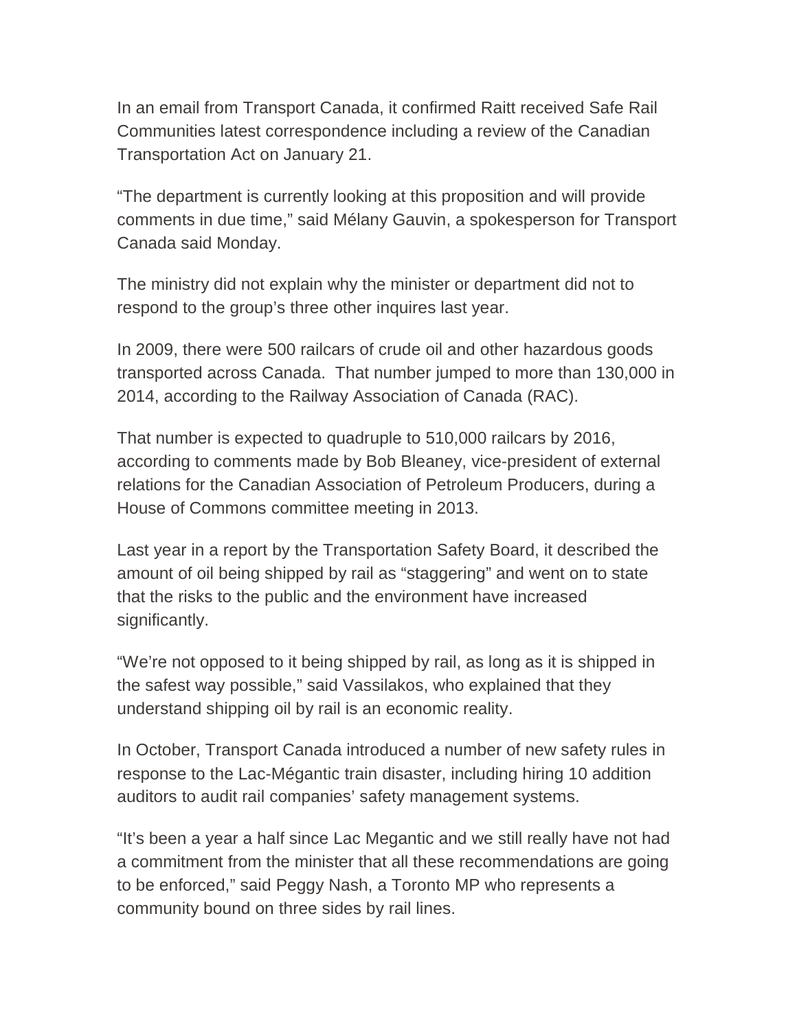In an email from Transport Canada, it confirmed Raitt received Safe Rail Communities latest correspondence including a review of the Canadian Transportation Act on January 21.

“The department is currently looking at this proposition and will provide comments in due time,” said Mélany Gauvin, a spokesperson for Transport Canada said Monday.

The ministry did not explain why the minister or department did not to respond to the group’s three other inquires last year.

In 2009, there were 500 railcars of crude oil and other hazardous goods transported across Canada.  That number jumped to more than 130,000 in 2014, according to the Railway Association of Canada (RAC).

That number is expected to quadruple to 510,000 railcars by 2016, according to comments made by Bob Bleaney, vice-president of external relations for the Canadian Association of Petroleum Producers, during a House of Commons committee meeting in 2013.

Last year in a report by the Transportation Safety Board, it described the amount of oil being shipped by rail as “staggering” and went on to state that the risks to the public and the environment have increased significantly.

“We’re not opposed to it being shipped by rail, as long as it is shipped in the safest way possible,” said Vassilakos, who explained that they understand shipping oil by rail is an economic reality.

In October, Transport Canada introduced a number of new safety rules in response to the Lac-Mégantic train disaster, including hiring 10 addition auditors to audit rail companies’ safety management systems.

“It’s been a year a half since Lac Megantic and we still really have not had a commitment from the minister that all these recommendations are going to be enforced,” said Peggy Nash, a Toronto MP who represents a community bound on three sides by rail lines.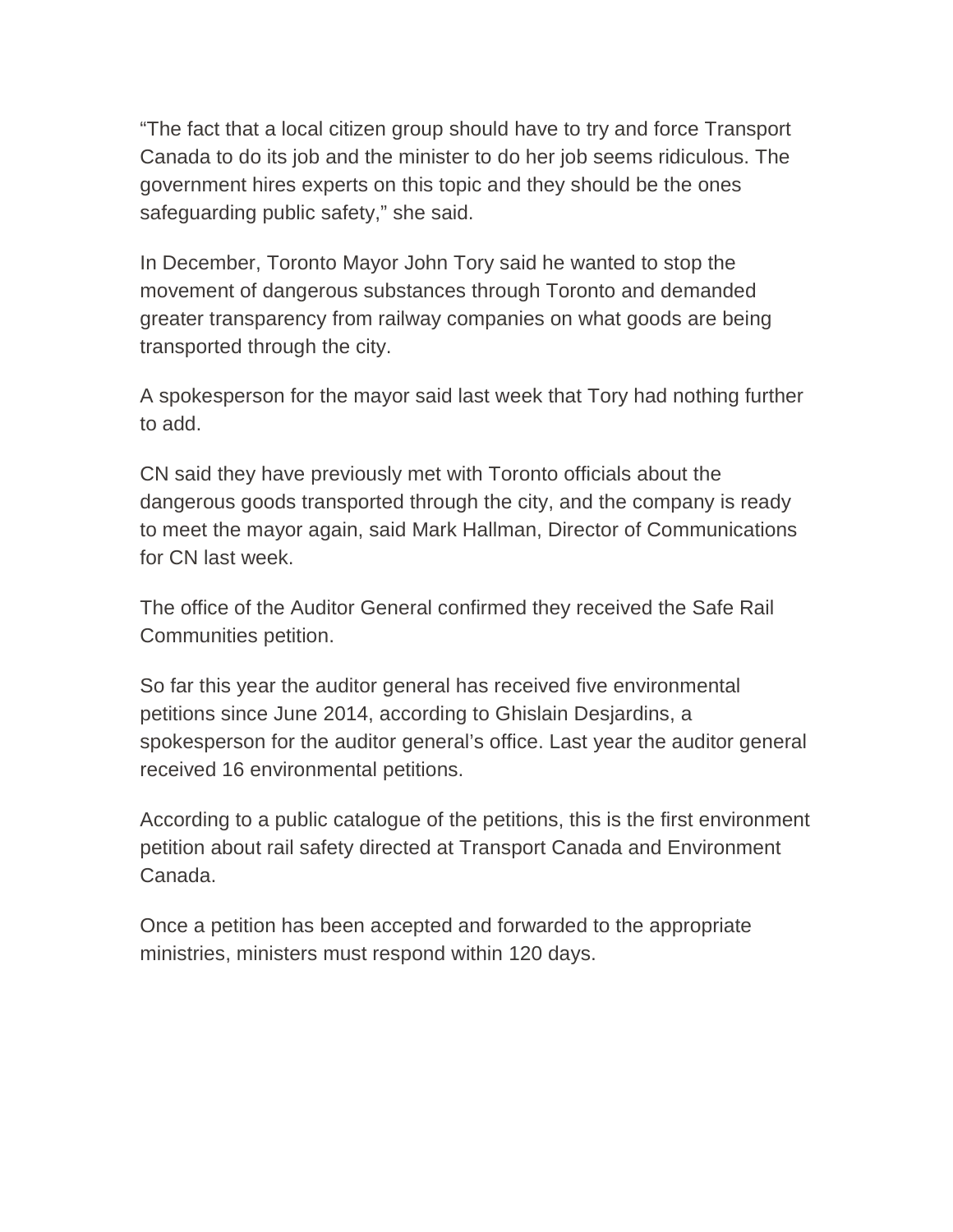“The fact that a local citizen group should have to try and force Transport Canada to do its job and the minister to do her job seems ridiculous. The government hires experts on this topic and they should be the ones safeguarding public safety,” she said.

In December, Toronto Mayor John Tory said he wanted to stop the movement of dangerous substances through Toronto and demanded greater transparency from railway companies on what goods are being transported through the city.

A spokesperson for the mayor said last week that Tory had nothing further to add.

CN said they have previously met with Toronto officials about the dangerous goods transported through the city, and the company is ready to meet the mayor again, said Mark Hallman, Director of Communications for CN last week.

The office of the Auditor General confirmed they received the Safe Rail Communities petition.

So far this year the auditor general has received five environmental petitions since June 2014, according to Ghislain Desjardins, a spokesperson for the auditor general’s office. Last year the auditor general received 16 environmental petitions.

According to a public catalogue of the petitions, this is the first environment petition about rail safety directed at Transport Canada and Environment Canada.

Once a petition has been accepted and forwarded to the appropriate ministries, ministers must respond within 120 days.